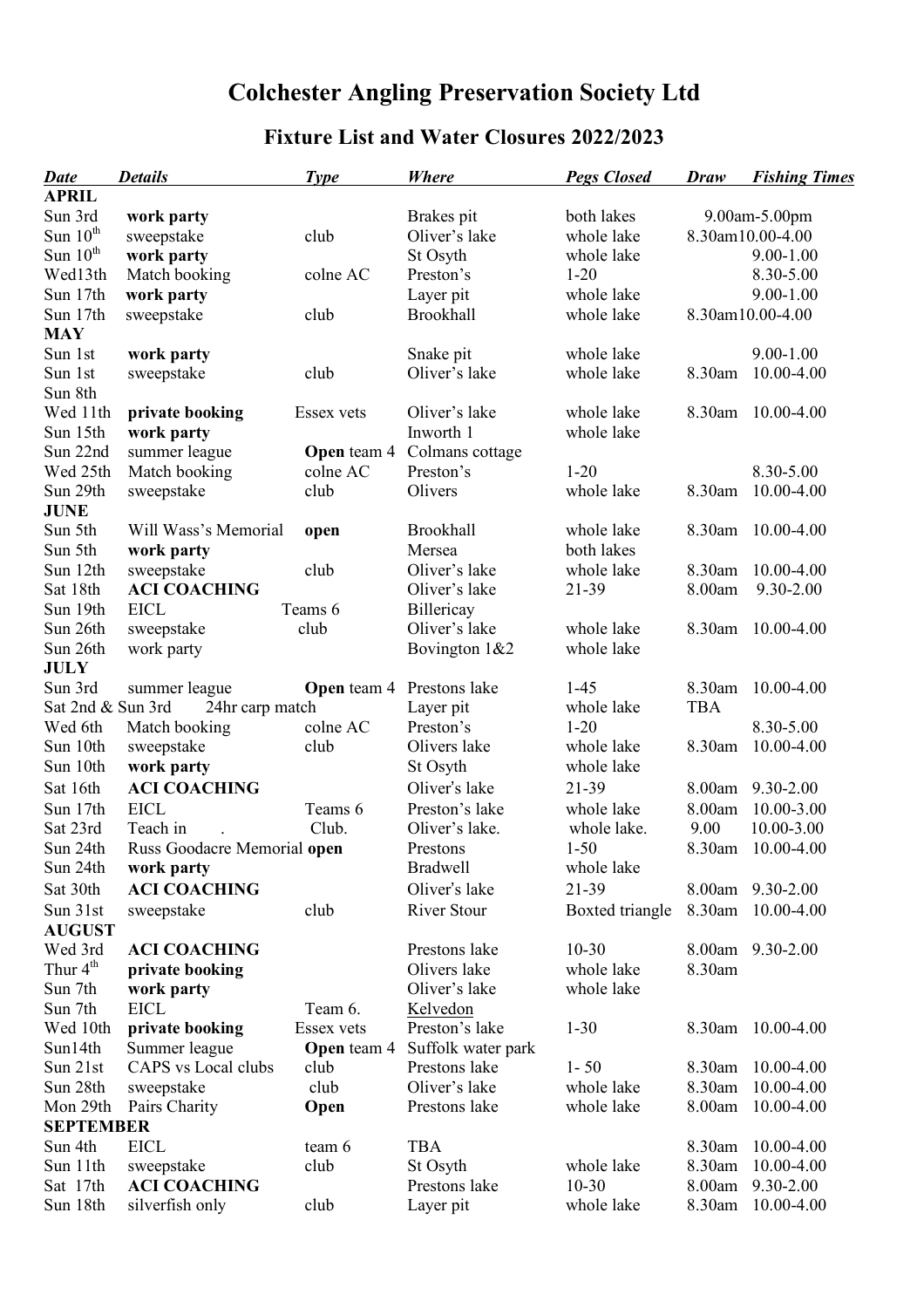# Colchester Angling Preservation Society Ltd

## Fixture List and Water Closures 2022/2023

| *Date* | *Details* | *Type* | *Where* | *Pegs Closed* | *Draw* | *Fishing Times* |
|---|---|---|---|---|---|---|
| **APRIL** | | | | | | |
| Sun 3rd | **work party** | | Brakes pit | both lakes | | 9.00am-5.00pm |
| Sun 10th | sweepstake | club | Oliver's lake | whole lake | 8.30am | 10.00-4.00 |
| Sun 10th | **work party** | | St Osyth | whole lake | | 9.00-1.00 |
| Wed13th | Match booking | colne AC | Preston's | 1-20 | | 8.30-5.00 |
| Sun 17th | **work party** | | Layer pit | whole lake | | 9.00-1.00 |
| Sun 17th | sweepstake | club | Brookhall | whole lake | 8.30am | 10.00-4.00 |
| **MAY** | | | | | | |
| Sun 1st | **work party** | | Snake pit | whole lake | | 9.00-1.00 |
| Sun 1st | sweepstake | club | Oliver's lake | whole lake | 8.30am | 10.00-4.00 |
| Sun 8th | | | | | | |
| Wed 11th | **private booking** | Essex vets | Oliver's lake | whole lake | 8.30am | 10.00-4.00 |
| Sun 15th | **work party** | | Inworth 1 | whole lake | | |
| Sun 22nd | summer league | **Open** team 4 | Colmans cottage | | | |
| Wed 25th | Match booking | colne AC | Preston's | 1-20 | | 8.30-5.00 |
| Sun 29th | sweepstake | club | Olivers | whole lake | 8.30am | 10.00-4.00 |
| **JUNE** | | | | | | |
| Sun 5th | Will Wass's Memorial | **open** | Brookhall | whole lake | 8.30am | 10.00-4.00 |
| Sun 5th | **work party** | | Mersea | both lakes | | |
| Sun 12th | sweepstake | club | Oliver's lake | whole lake | 8.30am | 10.00-4.00 |
| Sat 18th | **ACI COACHING** | | Oliver's lake | 21-39 | 8.00am | 9.30-2.00 |
| Sun 19th | EICL | Teams 6 | Billericay | | | |
| Sun 26th | sweepstake | club | Oliver's lake | whole lake | 8.30am | 10.00-4.00 |
| Sun 26th | work party | | Bovington 1&2 | whole lake | | |
| **JULY** | | | | | | |
| Sun 3rd | summer league | **Open** team 4 | Prestons lake | 1-45 | 8.30am | 10.00-4.00 |
| Sat 2nd & Sun 3rd | 24hr carp match | | Layer pit | whole lake | TBA | |
| Wed 6th | Match booking | colne AC | Preston's | 1-20 | | 8.30-5.00 |
| Sun 10th | sweepstake | club | Olivers lake | whole lake | 8.30am | 10.00-4.00 |
| Sun 10th | **work party** | | St Osyth | whole lake | | |
| Sat 16th | **ACI COACHING** | | Oliver's lake | 21-39 | 8.00am | 9.30-2.00 |
| Sun 17th | EICL | Teams 6 | Preston's lake | whole lake | 8.00am | 10.00-3.00 |
| Sat 23rd | Teach in . | Club. | Oliver's lake. | whole lake. | 9.00 | 10.00-3.00 |
| Sun 24th | Russ Goodacre Memorial | **open** | Prestons | 1-50 | 8.30am | 10.00-4.00 |
| Sun 24th | **work party** | | Bradwell | whole lake | | |
| Sat 30th | **ACI COACHING** | | Oliver's lake | 21-39 | 8.00am | 9.30-2.00 |
| Sun 31st | sweepstake | club | River Stour | Boxted triangle | 8.30am | 10.00-4.00 |
| **AUGUST** | | | | | | |
| Wed 3rd | **ACI COACHING** | | Prestons lake | 10-30 | 8.00am | 9.30-2.00 |
| Thur 4th | **private booking** | | Olivers lake | whole lake | 8.30am | |
| Sun 7th | **work party** | | Oliver's lake | whole lake | | |
| Sun 7th | EICL | Team 6. | Kelvedon | | | |
| Wed 10th | **private booking** | Essex vets | Preston's lake | 1-30 | 8.30am | 10.00-4.00 |
| Sun14th | Summer league | **Open** team 4 | Suffolk water park | | | |
| Sun 21st | CAPS vs Local clubs | club | Prestons lake | 1- 50 | 8.30am | 10.00-4.00 |
| Sun 28th | sweepstake | club | Oliver's lake | whole lake | 8.30am | 10.00-4.00 |
| Mon 29th | Pairs Charity | **Open** | Prestons lake | whole lake | 8.00am | 10.00-4.00 |
| **SEPTEMBER** | | | | | | |
| Sun 4th | EICL | team 6 | TBA | | 8.30am | 10.00-4.00 |
| Sun 11th | sweepstake | club | St Osyth | whole lake | 8.30am | 10.00-4.00 |
| Sat 17th | **ACI COACHING** | | Prestons lake | 10-30 | 8.00am | 9.30-2.00 |
| Sun 18th | silverfish only | club | Layer pit | whole lake | 8.30am | 10.00-4.00 |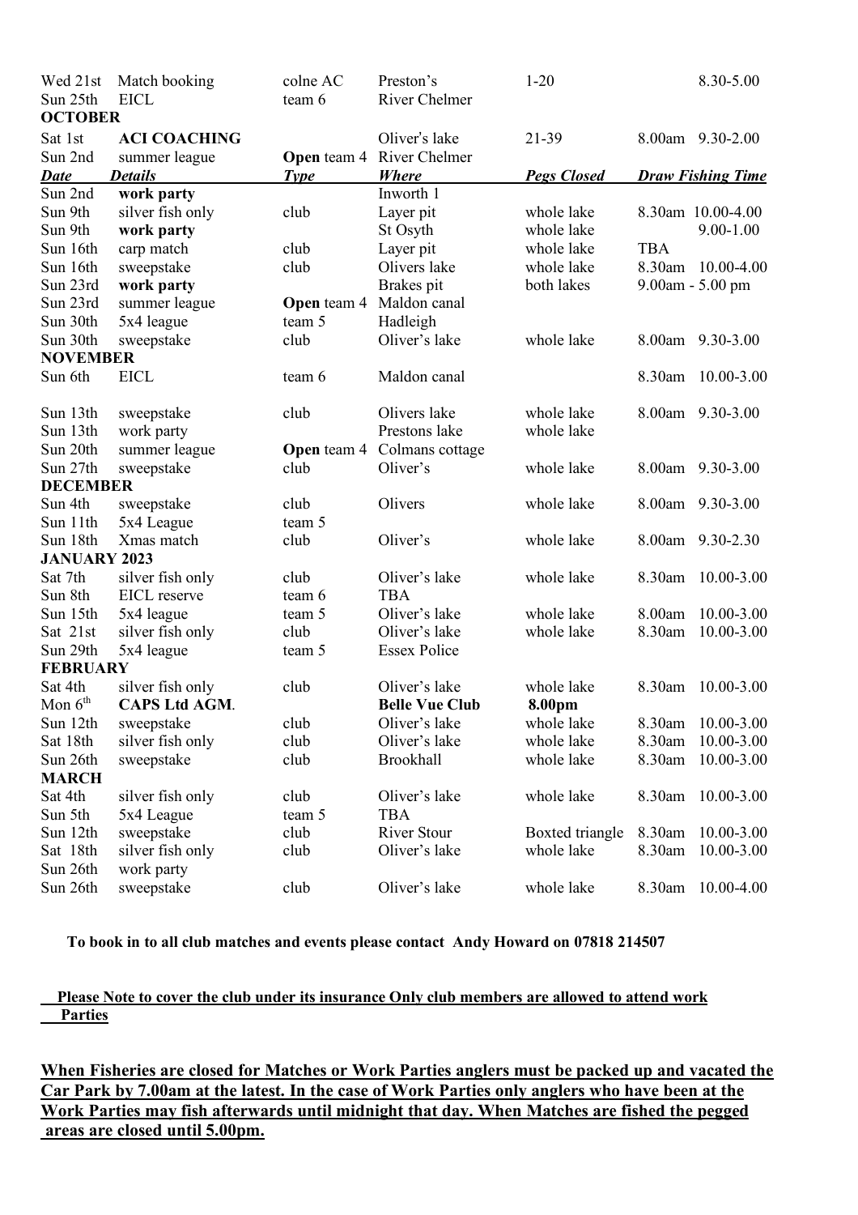| | | | | | | |
|---|---|---|---|---|---|---|
| Wed 21st | Match booking | colne AC | Preston's | 1-20 | | 8.30-5.00 |
| Sun 25th | EICL | team 6 | River Chelmer | | | |
| **OCTOBER** | | | | | | |
| Sat 1st | **ACI COACHING** | | Oliver's lake | 21-39 | 8.00am | 9.30-2.00 |
| Sun 2nd | summer league | **Open** team 4 | River Chelmer | | | |
| ***Date*** | ***Details*** | ***Type*** | ***Where*** | ***Pegs Closed*** | ***Draw*** | ***Fishing Time*** |
| Sun 2nd | **work party** | | Inworth 1 | | | |
| Sun 9th | silver fish only | club | Layer pit | whole lake | 8.30am | 10.00-4.00 |
| Sun 9th | **work party** | | St Osyth | whole lake | | 9.00-1.00 |
| Sun 16th | carp match | club | Layer pit | whole lake | TBA | |
| Sun 16th | sweepstake | club | Olivers lake | whole lake | 8.30am | 10.00-4.00 |
| Sun 23rd | **work party** | | Brakes pit | both lakes | 9.00am - 5.00 pm | |
| Sun 23rd | summer league | **Open** team 4 | Maldon canal | | | |
| Sun 30th | 5x4 league | team 5 | Hadleigh | | | |
| Sun 30th | sweepstake | club | Oliver's lake | whole lake | 8.00am | 9.30-3.00 |
| **NOVEMBER** | | | | | | |
| Sun 6th | EICL | team 6 | Maldon canal | | 8.30am | 10.00-3.00 |
| Sun 13th | sweepstake | club | Olivers lake | whole lake | 8.00am | 9.30-3.00 |
| Sun 13th | work party | | Prestons lake | whole lake | | |
| Sun 20th | summer league | **Open** team 4 | Colmans cottage | | | |
| Sun 27th | sweepstake | club | Oliver's | whole lake | 8.00am | 9.30-3.00 |
| **DECEMBER** | | | | | | |
| Sun 4th | sweepstake | club | Olivers | whole lake | 8.00am | 9.30-3.00 |
| Sun 11th | 5x4 League | team 5 | | | | |
| Sun 18th | Xmas match | club | Oliver's | whole lake | 8.00am | 9.30-2.30 |
| **JANUARY 2023** | | | | | | |
| Sat 7th | silver fish only | club | Oliver's lake | whole lake | 8.30am | 10.00-3.00 |
| Sun 8th | EICL reserve | team 6 | TBA | | | |
| Sun 15th | 5x4 league | team 5 | Oliver's lake | whole lake | 8.00am | 10.00-3.00 |
| Sat 21st | silver fish only | club | Oliver's lake | whole lake | 8.30am | 10.00-3.00 |
| Sun 29th | 5x4 league | team 5 | Essex Police | | | |
| **FEBRUARY** | | | | | | |
| Sat 4th | silver fish only | club | Oliver's lake | whole lake | 8.30am | 10.00-3.00 |
| Mon 6th | **CAPS Ltd AGM**. | | **Belle Vue Club** | **8.00pm** | | |
| Sun 12th | sweepstake | club | Oliver's lake | whole lake | 8.30am | 10.00-3.00 |
| Sat 18th | silver fish only | club | Oliver's lake | whole lake | 8.30am | 10.00-3.00 |
| Sun 26th | sweepstake | club | Brookhall | whole lake | 8.30am | 10.00-3.00 |
| **MARCH** | | | | | | |
| Sat 4th | silver fish only | club | Oliver's lake | whole lake | 8.30am | 10.00-3.00 |
| Sun 5th | 5x4 League | team 5 | TBA | | | |
| Sun 12th | sweepstake | club | River Stour | Boxted triangle | 8.30am | 10.00-3.00 |
| Sat 18th | silver fish only | club | Oliver's lake | whole lake | 8.30am | 10.00-3.00 |
| Sun 26th | work party | | | | | |
| Sun 26th | sweepstake | club | Oliver's lake | whole lake | 8.30am | 10.00-4.00 |

**To book in to all club matches and events please contact Andy Howard on 07818 214507**

**Please Note to cover the club under its insurance Only club members are allowed to attend work Parties**

**When Fisheries are closed for Matches or Work Parties anglers must be packed up and vacated the Car Park by 7.00am at the latest. In the case of Work Parties only anglers who have been at the Work Parties may fish afterwards until midnight that day. When Matches are fished the pegged areas are closed until 5.00pm.**